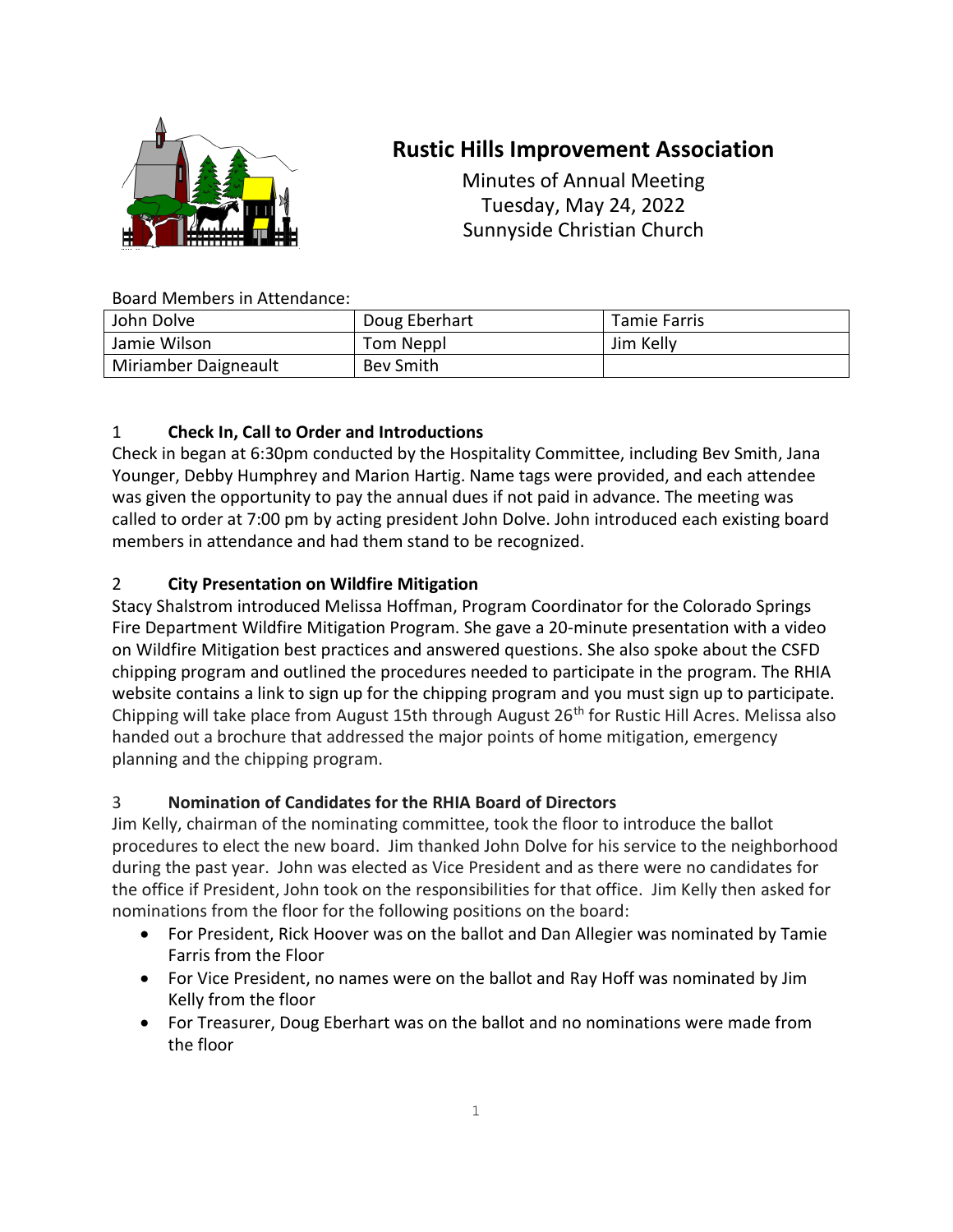# Rustic Hills Improvement Association

Minutes of Annual Meeting
Tuesday, May 24, 2022
Sunnyside Christian Church

Board Members in Attendance:

| | | |
|---|---|---|
| John Dolve | Doug Eberhart | Tamie Farris |
| Jamie Wilson | Tom Neppl | Jim Kelly |
| Miriamber Daigneault | Bev Smith | |

## 1 Check In, Call to Order and Introductions

Check in began at 6:30pm conducted by the Hospitality Committee, including Bev Smith, Jana Younger, Debby Humphrey and Marion Hartig. Name tags were provided, and each attendee was given the opportunity to pay the annual dues if not paid in advance. The meeting was called to order at 7:00 pm by acting president John Dolve. John introduced each existing board members in attendance and had them stand to be recognized.

## 2 City Presentation on Wildfire Mitigation

Stacy Shalstrom introduced Melissa Hoffman, Program Coordinator for the Colorado Springs Fire Department Wildfire Mitigation Program. She gave a 20-minute presentation with a video on Wildfire Mitigation best practices and answered questions. She also spoke about the CSFD chipping program and outlined the procedures needed to participate in the program. The RHIA website contains a link to sign up for the chipping program and you must sign up to participate. Chipping will take place from August 15th through August 26th for Rustic Hill Acres. Melissa also handed out a brochure that addressed the major points of home mitigation, emergency planning and the chipping program.

## 3 Nomination of Candidates for the RHIA Board of Directors

Jim Kelly, chairman of the nominating committee, took the floor to introduce the ballot procedures to elect the new board. Jim thanked John Dolve for his service to the neighborhood during the past year. John was elected as Vice President and as there were no candidates for the office if President, John took on the responsibilities for that office. Jim Kelly then asked for nominations from the floor for the following positions on the board:

- For President, Rick Hoover was on the ballot and Dan Allegier was nominated by Tamie Farris from the Floor
- For Vice President, no names were on the ballot and Ray Hoff was nominated by Jim Kelly from the floor
- For Treasurer, Doug Eberhart was on the ballot and no nominations were made from the floor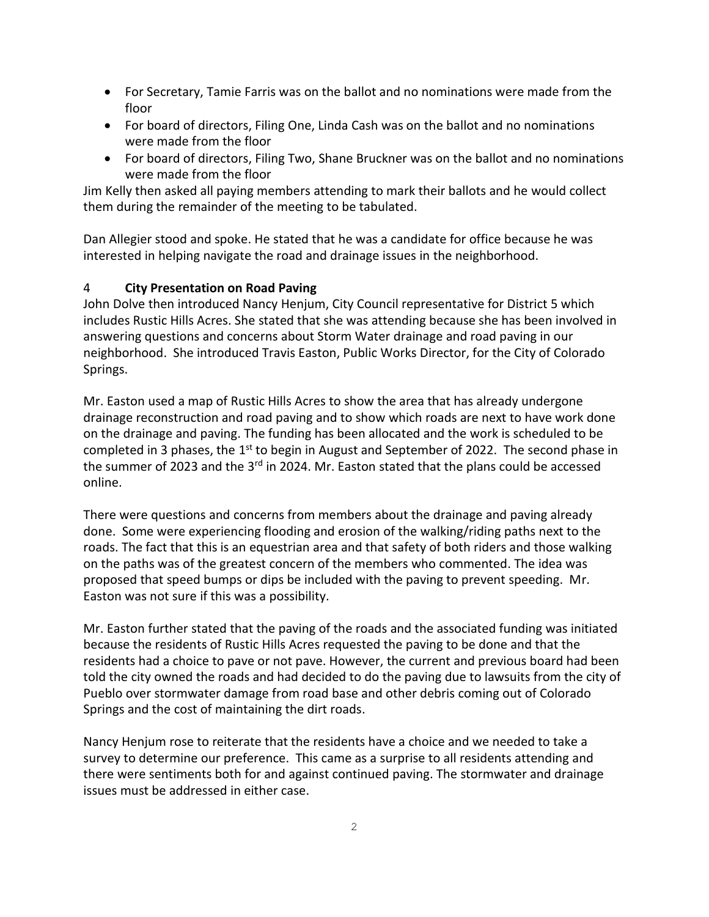- For Secretary, Tamie Farris was on the ballot and no nominations were made from the floor
- For board of directors, Filing One, Linda Cash was on the ballot and no nominations were made from the floor
- For board of directors, Filing Two, Shane Bruckner was on the ballot and no nominations were made from the floor

Jim Kelly then asked all paying members attending to mark their ballots and he would collect them during the remainder of the meeting to be tabulated.

Dan Allegier stood and spoke. He stated that he was a candidate for office because he was interested in helping navigate the road and drainage issues in the neighborhood.

## 4 City Presentation on Road Paving

John Dolve then introduced Nancy Henjum, City Council representative for District 5 which includes Rustic Hills Acres. She stated that she was attending because she has been involved in answering questions and concerns about Storm Water drainage and road paving in our neighborhood. She introduced Travis Easton, Public Works Director, for the City of Colorado Springs.

Mr. Easton used a map of Rustic Hills Acres to show the area that has already undergone drainage reconstruction and road paving and to show which roads are next to have work done on the drainage and paving. The funding has been allocated and the work is scheduled to be completed in 3 phases, the 1st to begin in August and September of 2022. The second phase in the summer of 2023 and the 3rd in 2024. Mr. Easton stated that the plans could be accessed online.

There were questions and concerns from members about the drainage and paving already done. Some were experiencing flooding and erosion of the walking/riding paths next to the roads. The fact that this is an equestrian area and that safety of both riders and those walking on the paths was of the greatest concern of the members who commented. The idea was proposed that speed bumps or dips be included with the paving to prevent speeding. Mr. Easton was not sure if this was a possibility.

Mr. Easton further stated that the paving of the roads and the associated funding was initiated because the residents of Rustic Hills Acres requested the paving to be done and that the residents had a choice to pave or not pave. However, the current and previous board had been told the city owned the roads and had decided to do the paving due to lawsuits from the city of Pueblo over stormwater damage from road base and other debris coming out of Colorado Springs and the cost of maintaining the dirt roads.

Nancy Henjum rose to reiterate that the residents have a choice and we needed to take a survey to determine our preference. This came as a surprise to all residents attending and there were sentiments both for and against continued paving. The stormwater and drainage issues must be addressed in either case.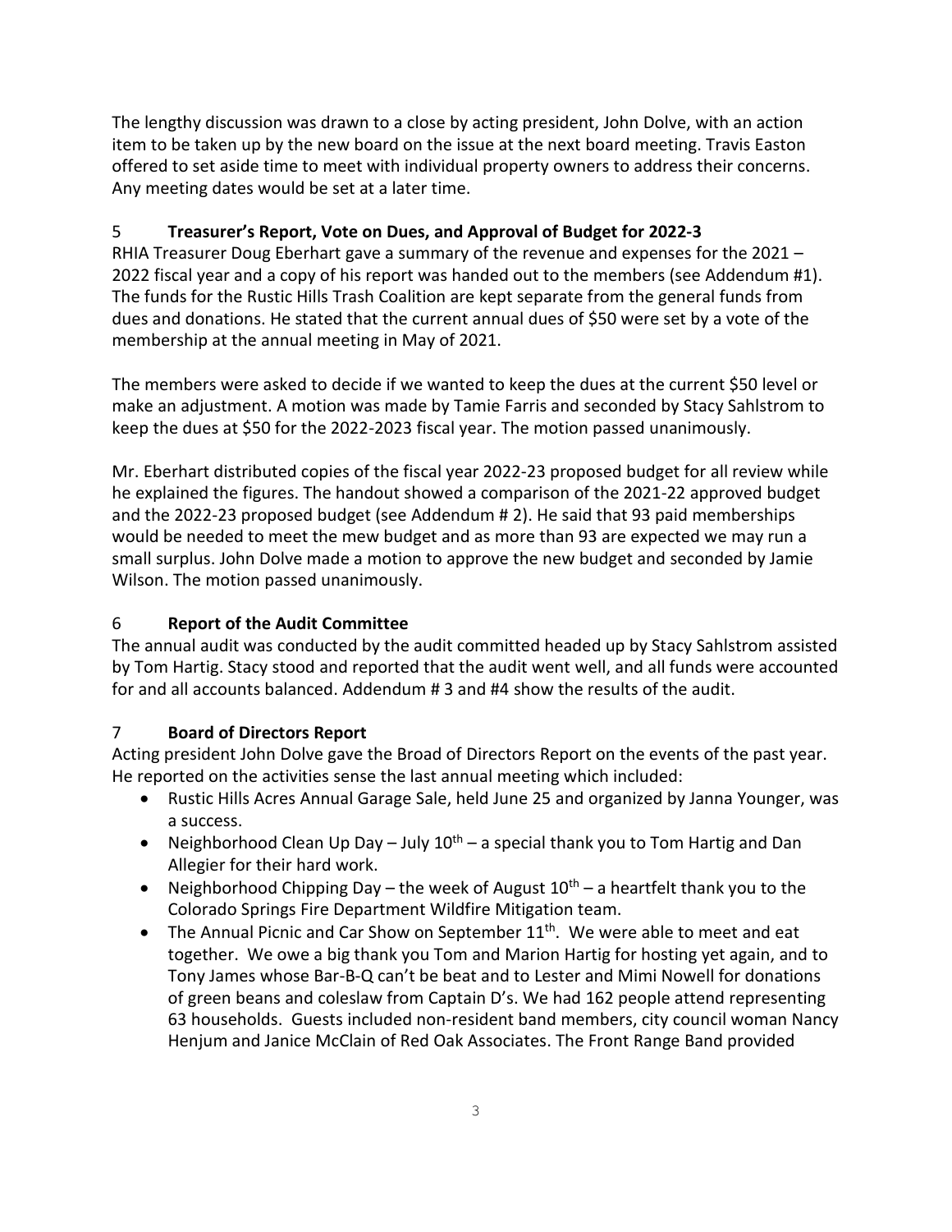The lengthy discussion was drawn to a close by acting president, John Dolve, with an action item to be taken up by the new board on the issue at the next board meeting. Travis Easton offered to set aside time to meet with individual property owners to address their concerns. Any meeting dates would be set at a later time.

## 5 Treasurer's Report, Vote on Dues, and Approval of Budget for 2022-3

RHIA Treasurer Doug Eberhart gave a summary of the revenue and expenses for the 2021 – 2022 fiscal year and a copy of his report was handed out to the members (see Addendum #1). The funds for the Rustic Hills Trash Coalition are kept separate from the general funds from dues and donations. He stated that the current annual dues of $50 were set by a vote of the membership at the annual meeting in May of 2021.

The members were asked to decide if we wanted to keep the dues at the current $50 level or make an adjustment. A motion was made by Tamie Farris and seconded by Stacy Sahlstrom to keep the dues at $50 for the 2022-2023 fiscal year. The motion passed unanimously.

Mr. Eberhart distributed copies of the fiscal year 2022-23 proposed budget for all review while he explained the figures. The handout showed a comparison of the 2021-22 approved budget and the 2022-23 proposed budget (see Addendum # 2). He said that 93 paid memberships would be needed to meet the mew budget and as more than 93 are expected we may run a small surplus. John Dolve made a motion to approve the new budget and seconded by Jamie Wilson. The motion passed unanimously.

## 6 Report of the Audit Committee

The annual audit was conducted by the audit committed headed up by Stacy Sahlstrom assisted by Tom Hartig. Stacy stood and reported that the audit went well, and all funds were accounted for and all accounts balanced. Addendum # 3 and #4 show the results of the audit.

## 7 Board of Directors Report

Acting president John Dolve gave the Broad of Directors Report on the events of the past year. He reported on the activities sense the last annual meeting which included:

- Rustic Hills Acres Annual Garage Sale, held June 25 and organized by Janna Younger, was a success.
- Neighborhood Clean Up Day – July 10th – a special thank you to Tom Hartig and Dan Allegier for their hard work.
- Neighborhood Chipping Day – the week of August 10th – a heartfelt thank you to the Colorado Springs Fire Department Wildfire Mitigation team.
- The Annual Picnic and Car Show on September 11th. We were able to meet and eat together. We owe a big thank you Tom and Marion Hartig for hosting yet again, and to Tony James whose Bar-B-Q can't be beat and to Lester and Mimi Nowell for donations of green beans and coleslaw from Captain D's. We had 162 people attend representing 63 households. Guests included non-resident band members, city council woman Nancy Henjum and Janice McClain of Red Oak Associates. The Front Range Band provided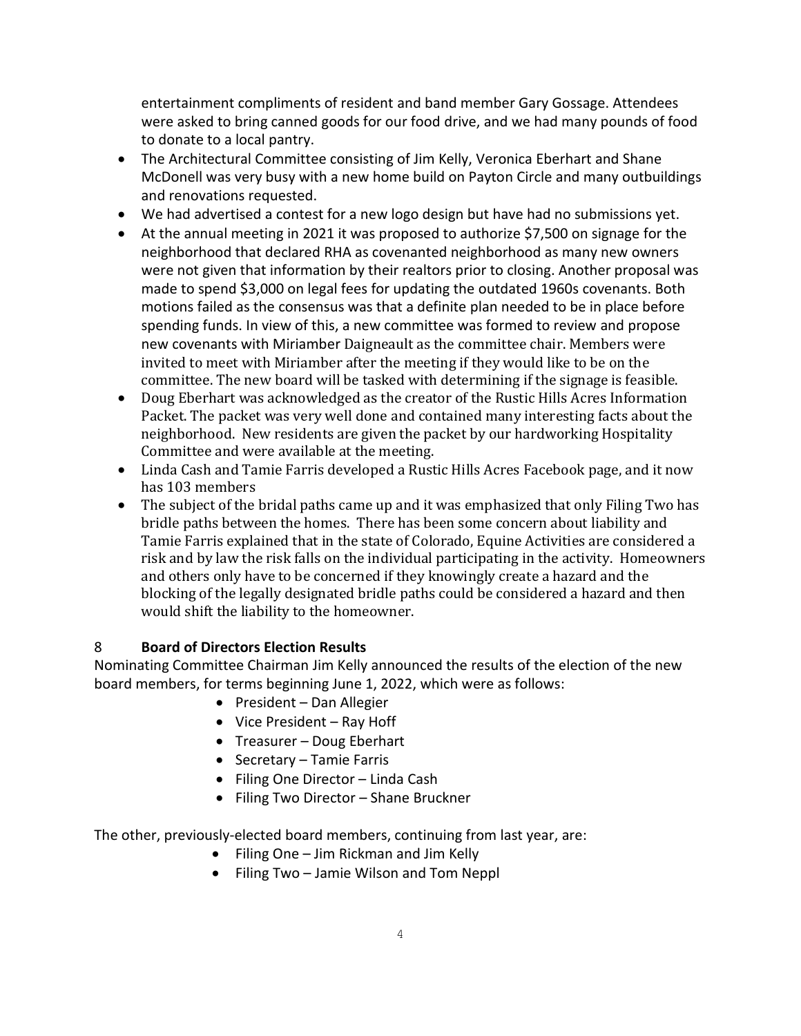entertainment compliments of resident and band member Gary Gossage. Attendees were asked to bring canned goods for our food drive, and we had many pounds of food to donate to a local pantry.

- The Architectural Committee consisting of Jim Kelly, Veronica Eberhart and Shane McDonell was very busy with a new home build on Payton Circle and many outbuildings and renovations requested.
- We had advertised a contest for a new logo design but have had no submissions yet.
- At the annual meeting in 2021 it was proposed to authorize $7,500 on signage for the neighborhood that declared RHA as covenanted neighborhood as many new owners were not given that information by their realtors prior to closing. Another proposal was made to spend $3,000 on legal fees for updating the outdated 1960s covenants. Both motions failed as the consensus was that a definite plan needed to be in place before spending funds. In view of this, a new committee was formed to review and propose new covenants with Miriamber Daigneault as the committee chair. Members were invited to meet with Miriamber after the meeting if they would like to be on the committee. The new board will be tasked with determining if the signage is feasible.
- Doug Eberhart was acknowledged as the creator of the Rustic Hills Acres Information Packet. The packet was very well done and contained many interesting facts about the neighborhood. New residents are given the packet by our hardworking Hospitality Committee and were available at the meeting.
- Linda Cash and Tamie Farris developed a Rustic Hills Acres Facebook page, and it now has 103 members
- The subject of the bridal paths came up and it was emphasized that only Filing Two has bridle paths between the homes. There has been some concern about liability and Tamie Farris explained that in the state of Colorado, Equine Activities are considered a risk and by law the risk falls on the individual participating in the activity. Homeowners and others only have to be concerned if they knowingly create a hazard and the blocking of the legally designated bridle paths could be considered a hazard and then would shift the liability to the homeowner.

## 8 **Board of Directors Election Results**

Nominating Committee Chairman Jim Kelly announced the results of the election of the new board members, for terms beginning June 1, 2022, which were as follows:

- President – Dan Allegier
- Vice President – Ray Hoff
- Treasurer – Doug Eberhart
- Secretary – Tamie Farris
- Filing One Director – Linda Cash
- Filing Two Director – Shane Bruckner

The other, previously-elected board members, continuing from last year, are:

- Filing One – Jim Rickman and Jim Kelly
- Filing Two – Jamie Wilson and Tom Neppl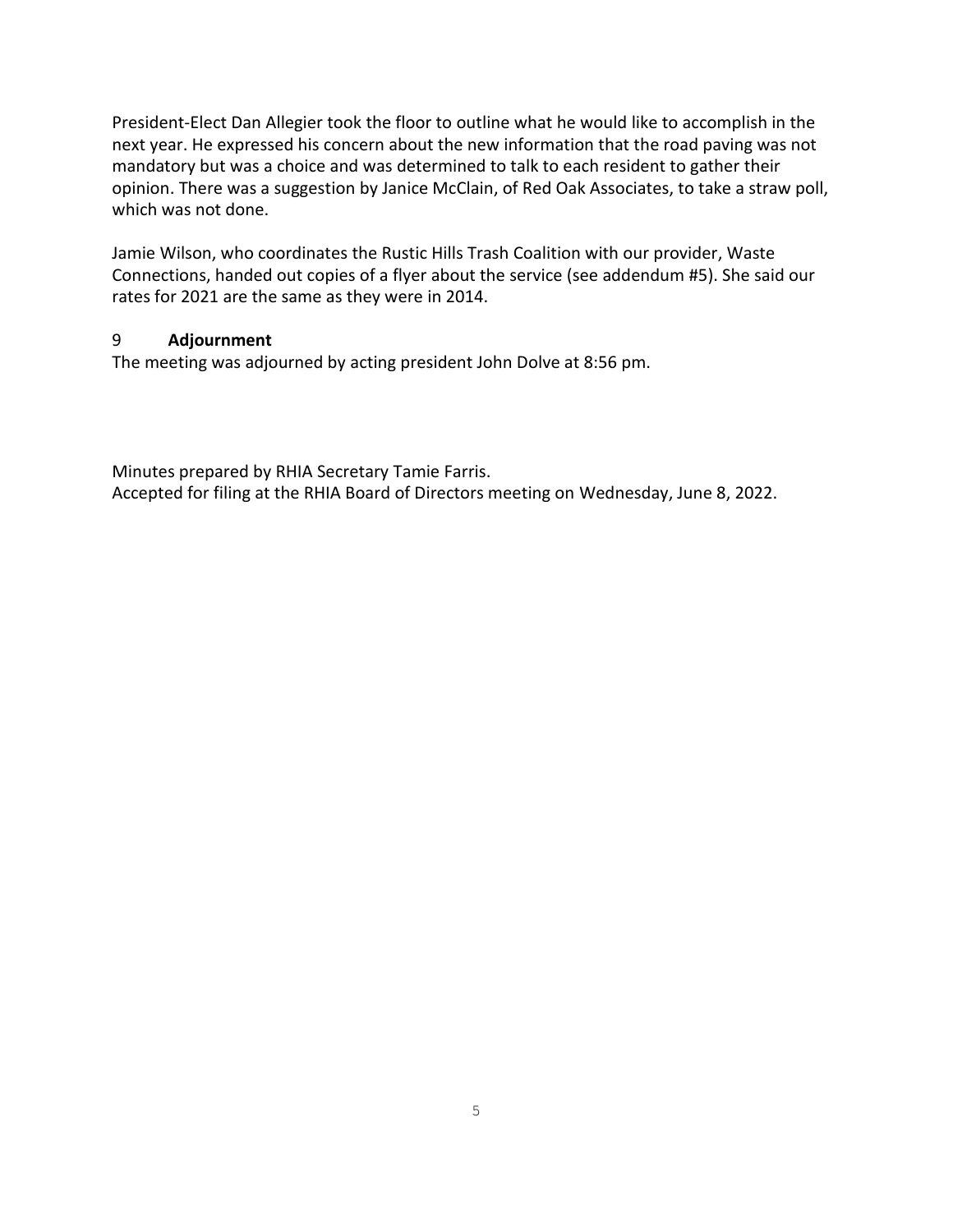President-Elect Dan Allegier took the floor to outline what he would like to accomplish in the next year. He expressed his concern about the new information that the road paving was not mandatory but was a choice and was determined to talk to each resident to gather their opinion. There was a suggestion by Janice McClain, of Red Oak Associates, to take a straw poll, which was not done.

Jamie Wilson, who coordinates the Rustic Hills Trash Coalition with our provider, Waste Connections, handed out copies of a flyer about the service (see addendum #5). She said our rates for 2021 are the same as they were in 2014.

## 9 **Adjournment**

The meeting was adjourned by acting president John Dolve at 8:56 pm.

Minutes prepared by RHIA Secretary Tamie Farris.
Accepted for filing at the RHIA Board of Directors meeting on Wednesday, June 8, 2022.